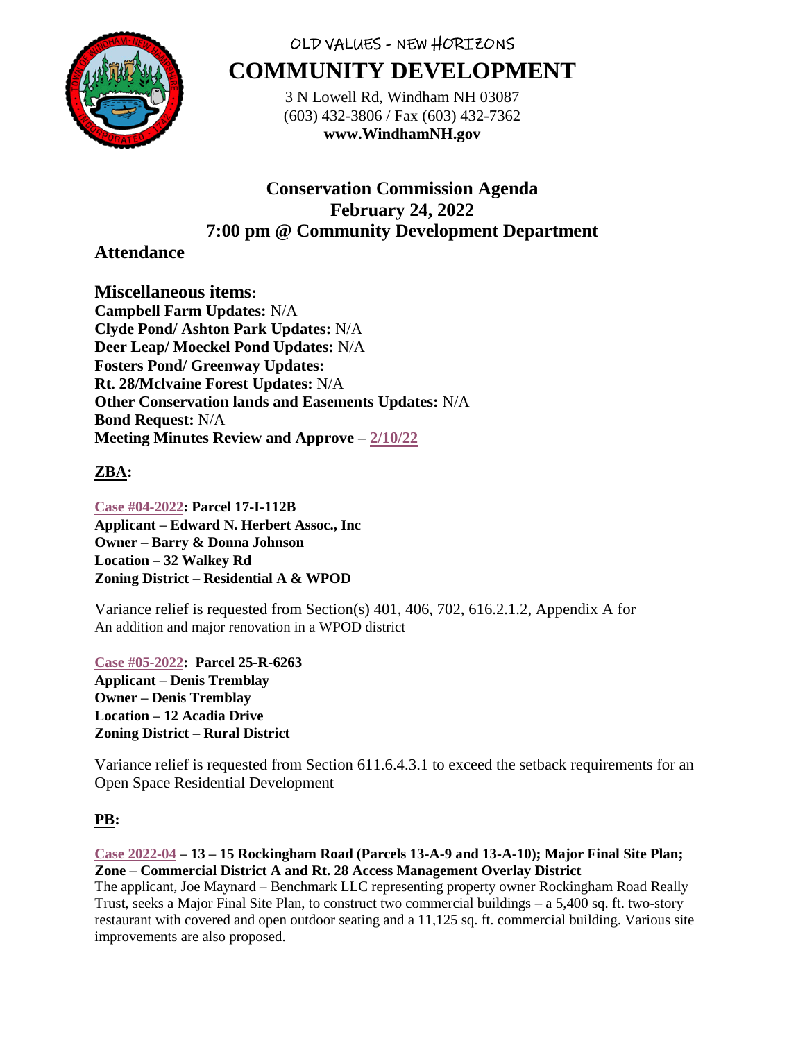OLD VALUES - NEW HORIZONS

# COMMUNITY DEVELOPMENT

3 N Lowell Rd, Windham NH 03087
(603) 432-3806 / Fax (603) 432-7362
**www.WindhamNH.gov**

## Conservation Commission Agenda
## February 24, 2022
## 7:00 pm @ Community Development Department

## Attendance

## Miscellaneous items:

**Campbell Farm Updates:** N/A
**Clyde Pond/ Ashton Park Updates:** N/A
**Deer Leap/ Moeckel Pond Updates:** N/A
**Fosters Pond/ Greenway Updates:**
**Rt. 28/Mclvaine Forest Updates:** N/A
**Other Conservation lands and Easements Updates:** N/A
**Bond Request:** N/A
**Meeting Minutes Review and Approve – 2/10/22**

## ZBA:

**Case #04-2022: Parcel 17-I-112B**
**Applicant – Edward N. Herbert Assoc., Inc**
**Owner – Barry & Donna Johnson**
**Location – 32 Walkey Rd**
**Zoning District – Residential A & WPOD**

Variance relief is requested from Section(s) 401, 406, 702, 616.2.1.2, Appendix A for An addition and major renovation in a WPOD district

**Case #05-2022: Parcel 25-R-6263**
**Applicant – Denis Tremblay**
**Owner – Denis Tremblay**
**Location – 12 Acadia Drive**
**Zoning District – Rural District**

Variance relief is requested from Section 611.6.4.3.1 to exceed the setback requirements for an Open Space Residential Development

## PB:

**Case 2022-04 – 13 – 15 Rockingham Road (Parcels 13-A-9 and 13-A-10); Major Final Site Plan; Zone – Commercial District A and Rt. 28 Access Management Overlay District**
The applicant, Joe Maynard – Benchmark LLC representing property owner Rockingham Road Really Trust, seeks a Major Final Site Plan, to construct two commercial buildings – a 5,400 sq. ft. two-story restaurant with covered and open outdoor seating and a 11,125 sq. ft. commercial building. Various site improvements are also proposed.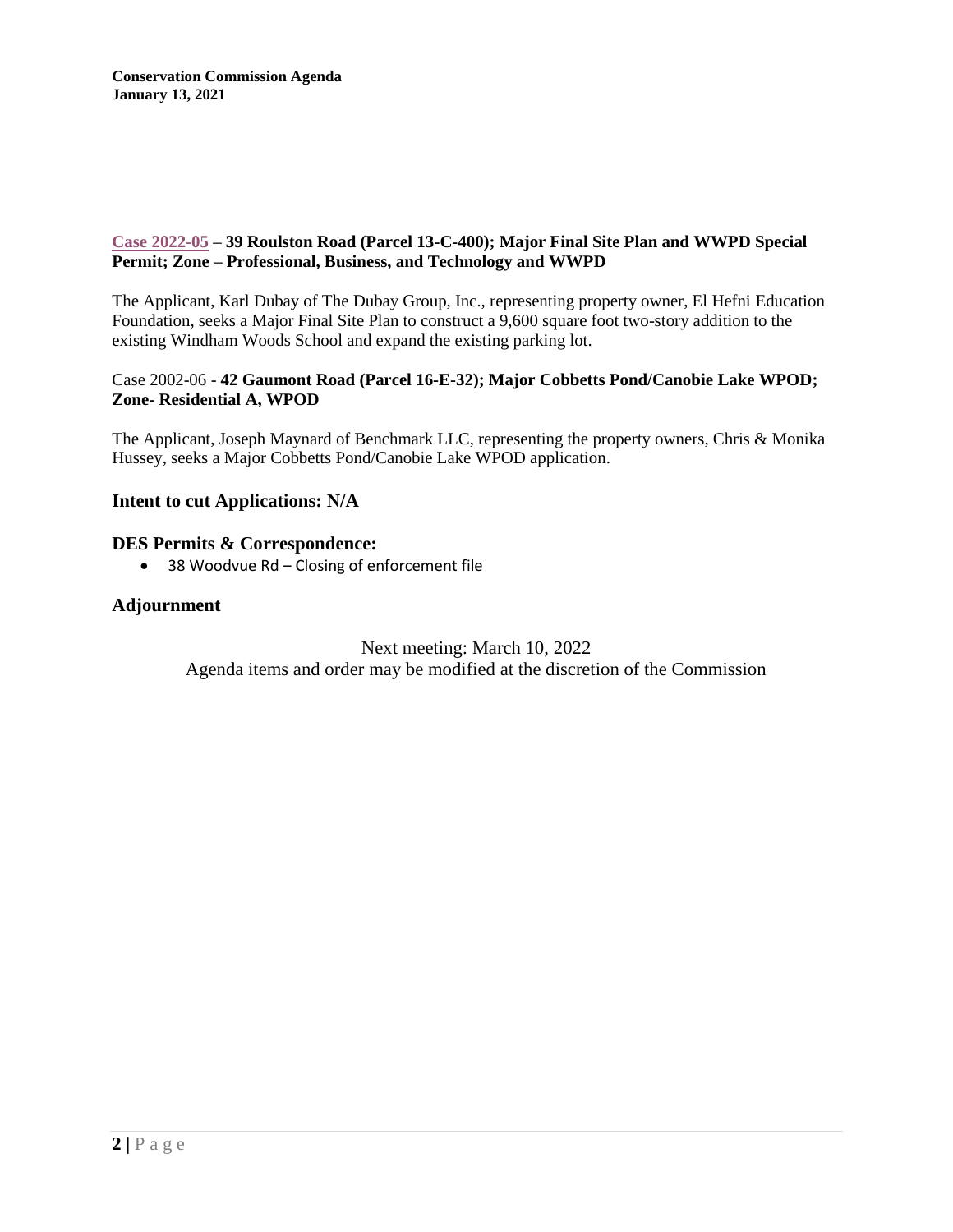**Case 2022-05 – 39 Roulston Road (Parcel 13-C-400); Major Final Site Plan and WWPD Special Permit; Zone – Professional, Business, and Technology and WWPD**

The Applicant, Karl Dubay of The Dubay Group, Inc., representing property owner, El Hefni Education Foundation, seeks a Major Final Site Plan to construct a 9,600 square foot two-story addition to the existing Windham Woods School and expand the existing parking lot.

Case 2002-06 - **42 Gaumont Road (Parcel 16-E-32); Major Cobbetts Pond/Canobie Lake WPOD; Zone- Residential A, WPOD**

The Applicant, Joseph Maynard of Benchmark LLC, representing the property owners, Chris & Monika Hussey, seeks a Major Cobbetts Pond/Canobie Lake WPOD application.

## Intent to cut Applications: N/A

## DES Permits & Correspondence:

- 38 Woodvue Rd – Closing of enforcement file

## Adjournment

Next meeting: March 10, 2022

Agenda items and order may be modified at the discretion of the Commission